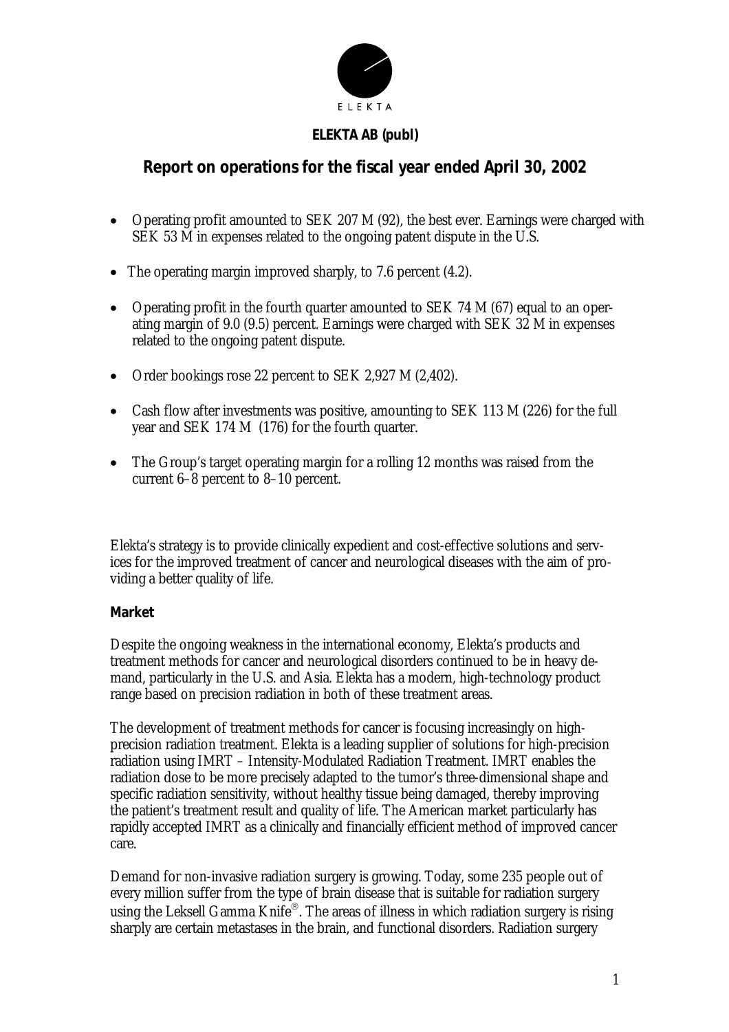ELEKTA

**ELEKTA AB (publ)**

# Report on operations for the fiscal year ended April 30, 2002

- Operating profit amounted to SEK 207 M (92), the best ever. Earnings were charged with SEK 53 M in expenses related to the ongoing patent dispute in the U.S.
- The operating margin improved sharply, to 7.6 percent (4.2).
- Operating profit in the fourth quarter amounted to SEK 74 M (67) equal to an operating margin of 9.0 (9.5) percent. Earnings were charged with SEK 32 M in expenses related to the ongoing patent dispute.
- Order bookings rose 22 percent to SEK 2,927 M (2,402).
- Cash flow after investments was positive, amounting to SEK 113 M (226) for the full year and SEK 174 M (176) for the fourth quarter.
- The Group's target operating margin for a rolling 12 months was raised from the current 6–8 percent to 8–10 percent.

Elekta's strategy is to provide clinically expedient and cost-effective solutions and services for the improved treatment of cancer and neurological diseases with the aim of providing a better quality of life.

## Market

Despite the ongoing weakness in the international economy, Elekta's products and treatment methods for cancer and neurological disorders continued to be in heavy demand, particularly in the U.S. and Asia. Elekta has a modern, high-technology product range based on precision radiation in both of these treatment areas.

The development of treatment methods for cancer is focusing increasingly on high-precision radiation treatment. Elekta is a leading supplier of solutions for high-precision radiation using IMRT – Intensity-Modulated Radiation Treatment. IMRT enables the radiation dose to be more precisely adapted to the tumor's three-dimensional shape and specific radiation sensitivity, without healthy tissue being damaged, thereby improving the patient's treatment result and quality of life. The American market particularly has rapidly accepted IMRT as a clinically and financially efficient method of improved cancer care.

Demand for non-invasive radiation surgery is growing. Today, some 235 people out of every million suffer from the type of brain disease that is suitable for radiation surgery using the Leksell Gamma Knife®. The areas of illness in which radiation surgery is rising sharply are certain metastases in the brain, and functional disorders. Radiation surgery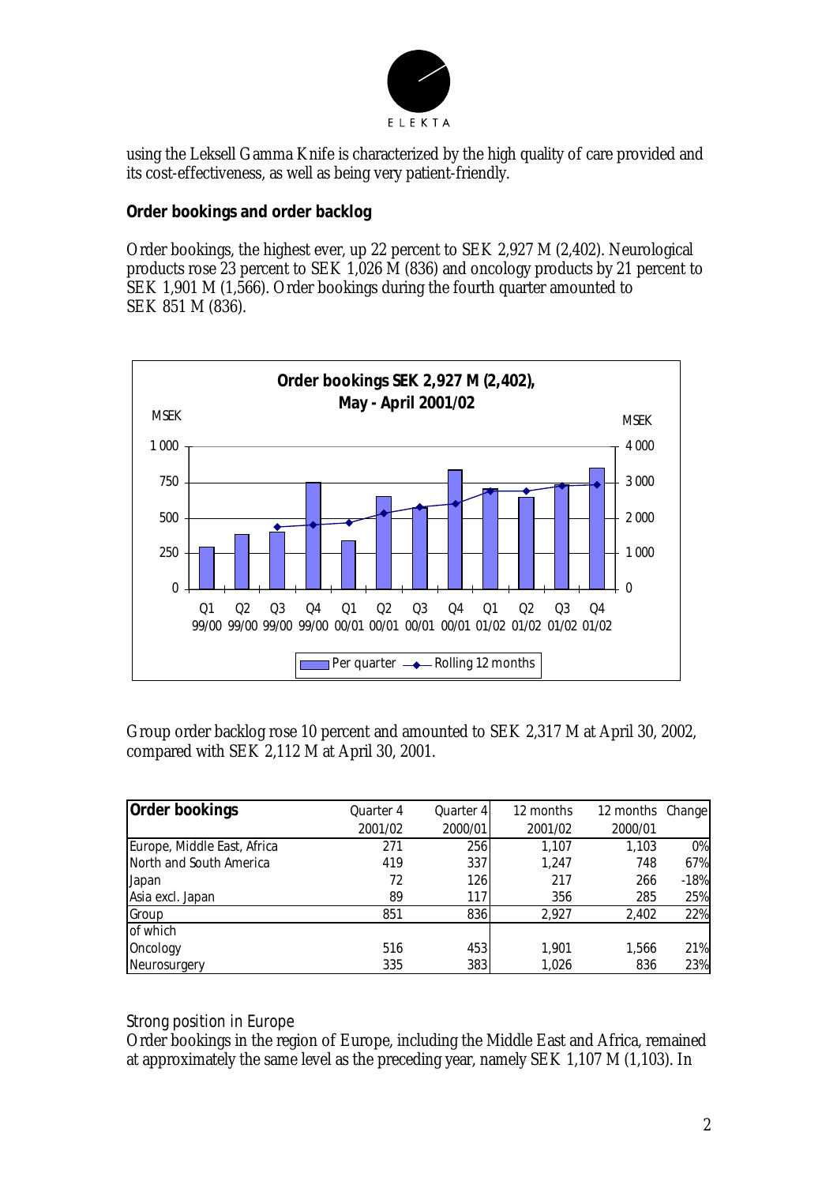using the Leksell Gamma Knife is characterized by the high quality of care provided and its cost-effectiveness, as well as being very patient-friendly.

## Order bookings and order backlog

Order bookings, the highest ever, up 22 percent to SEK 2,927 M (2,402). Neurological products rose 23 percent to SEK 1,026 M (836) and oncology products by 21 percent to SEK 1,901 M (1,566). Order bookings during the fourth quarter amounted to SEK 851 M (836).

**Order bookings SEK 2,927 M (2,402), May - April 2001/02**

Group order backlog rose 10 percent and amounted to SEK 2,317 M at April 30, 2002, compared with SEK 2,112 M at April 30, 2001.

| Order bookings | Quarter 4 2001/02 | Quarter 4 2000/01 | 12 months 2001/02 | 12 months 2000/01 | Change |
|---|---|---|---|---|---|
| Europe, Middle East, Africa | 271 | 256 | 1,107 | 1,103 | 0% |
| North and South America | 419 | 337 | 1,247 | 748 | 67% |
| Japan | 72 | 126 | 217 | 266 | -18% |
| Asia excl. Japan | 89 | 117 | 356 | 285 | 25% |
| Group | 851 | 836 | 2,927 | 2,402 | 22% |
| of which | | | | | |
| Oncology | 516 | 453 | 1,901 | 1,566 | 21% |
| Neurosurgery | 335 | 383 | 1,026 | 836 | 23% |

### Strong position in Europe

Order bookings in the region of Europe, including the Middle East and Africa, remained at approximately the same level as the preceding year, namely SEK 1,107 M (1,103). In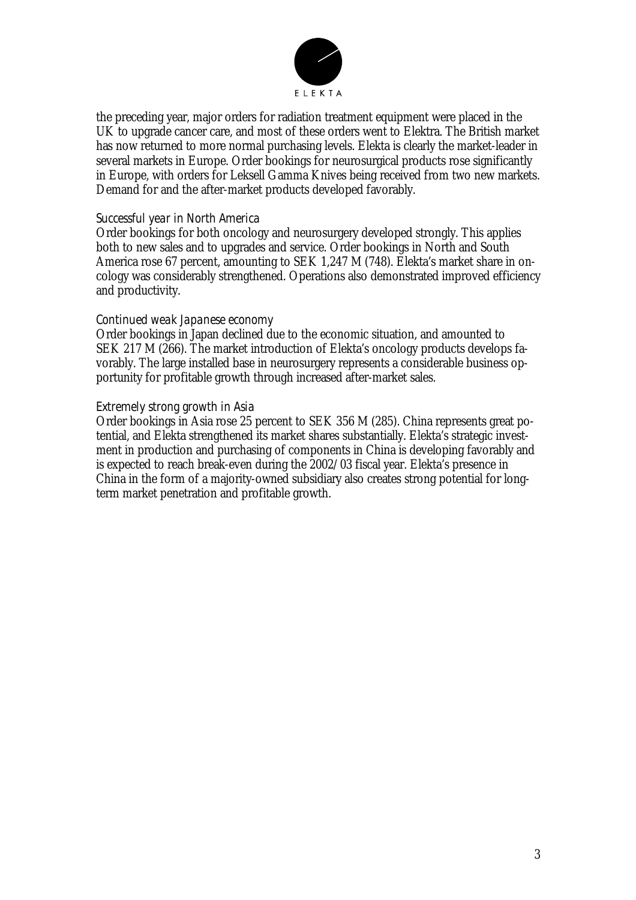the preceding year, major orders for radiation treatment equipment were placed in the UK to upgrade cancer care, and most of these orders went to Elektra. The British market has now returned to more normal purchasing levels. Elekta is clearly the market-leader in several markets in Europe. Order bookings for neurosurgical products rose significantly in Europe, with orders for Leksell Gamma Knives being received from two new markets. Demand for and the after-market products developed favorably.

### Successful year in North America

Order bookings for both oncology and neurosurgery developed strongly. This applies both to new sales and to upgrades and service. Order bookings in North and South America rose 67 percent, amounting to SEK 1,247 M (748). Elekta's market share in oncology was considerably strengthened. Operations also demonstrated improved efficiency and productivity.

### Continued weak Japanese economy

Order bookings in Japan declined due to the economic situation, and amounted to SEK 217 M (266). The market introduction of Elekta's oncology products develops favorably. The large installed base in neurosurgery represents a considerable business opportunity for profitable growth through increased after-market sales.

### Extremely strong growth in Asia

Order bookings in Asia rose 25 percent to SEK 356 M (285). China represents great potential, and Elekta strengthened its market shares substantially. Elekta's strategic investment in production and purchasing of components in China is developing favorably and is expected to reach break-even during the 2002/03 fiscal year. Elekta's presence in China in the form of a majority-owned subsidiary also creates strong potential for long-term market penetration and profitable growth.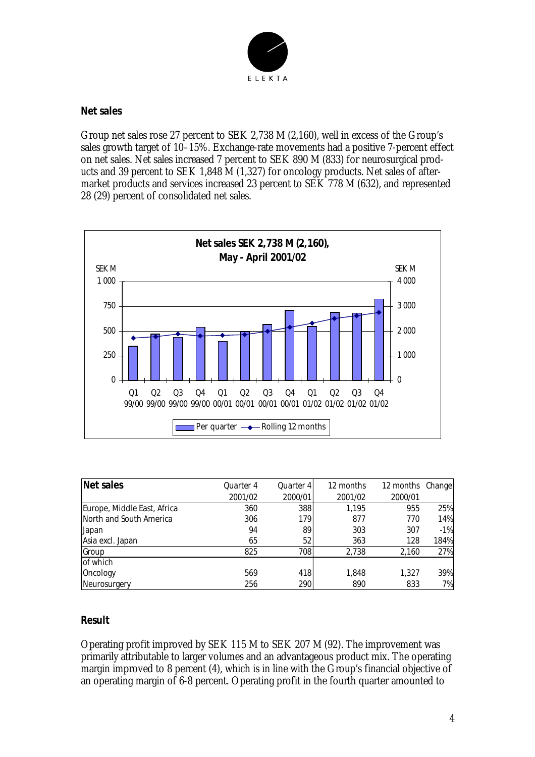## Net sales

Group net sales rose 27 percent to SEK 2,738 M (2,160), well in excess of the Group's sales growth target of 10–15%. Exchange-rate movements had a positive 7-percent effect on net sales. Net sales increased 7 percent to SEK 890 M (833) for neurosurgical products and 39 percent to SEK 1,848 M (1,327) for oncology products. Net sales of aftermarket products and services increased 23 percent to SEK 778 M (632), and represented 28 (29) percent of consolidated net sales.

**Net sales SEK 2,738 M (2,160), May - April 2001/02**

| Net sales | Quarter 4 2001/02 | Quarter 4 2000/01 | 12 months 2001/02 | 12 months 2000/01 | Change |
|---|---|---|---|---|---|
| Europe, Middle East, Africa | 360 | 388 | 1,195 | 955 | 25% |
| North and South America | 306 | 179 | 877 | 770 | 14% |
| Japan | 94 | 89 | 303 | 307 | -1% |
| Asia excl. Japan | 65 | 52 | 363 | 128 | 184% |
| Group | 825 | 708 | 2,738 | 2,160 | 27% |
| of which | | | | | |
| Oncology | 569 | 418 | 1,848 | 1,327 | 39% |
| Neurosurgery | 256 | 290 | 890 | 833 | 7% |

## Result

Operating profit improved by SEK 115 M to SEK 207 M (92). The improvement was primarily attributable to larger volumes and an advantageous product mix. The operating margin improved to 8 percent (4), which is in line with the Group's financial objective of an operating margin of 6-8 percent. Operating profit in the fourth quarter amounted to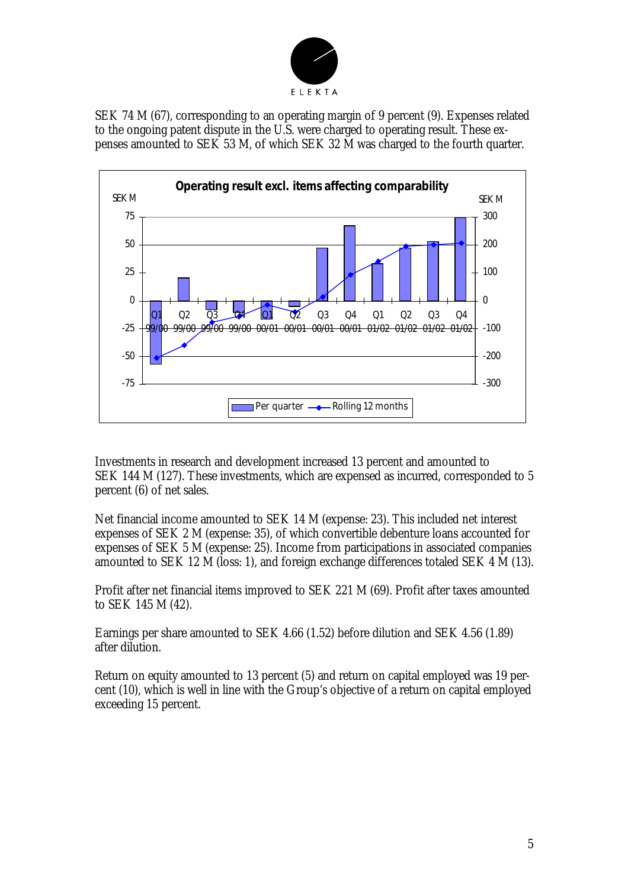SEK 74 M (67), corresponding to an operating margin of 9 percent (9). Expenses related to the ongoing patent dispute in the U.S. were charged to operating result. These expenses amounted to SEK 53 M, of which SEK 32 M was charged to the fourth quarter.

**Operating result excl. items affecting comparability**

Investments in research and development increased 13 percent and amounted to SEK 144 M (127). These investments, which are expensed as incurred, corresponded to 5 percent (6) of net sales.

Net financial income amounted to SEK 14 M (expense: 23). This included net interest expenses of SEK 2 M (expense: 35), of which convertible debenture loans accounted for expenses of SEK 5 M (expense: 25). Income from participations in associated companies amounted to SEK 12 M (loss: 1), and foreign exchange differences totaled SEK 4 M (13).

Profit after net financial items improved to SEK 221 M (69). Profit after taxes amounted to SEK 145 M (42).

Earnings per share amounted to SEK 4.66 (1.52) before dilution and SEK 4.56 (1.89) after dilution.

Return on equity amounted to 13 percent (5) and return on capital employed was 19 percent (10), which is well in line with the Group's objective of a return on capital employed exceeding 15 percent.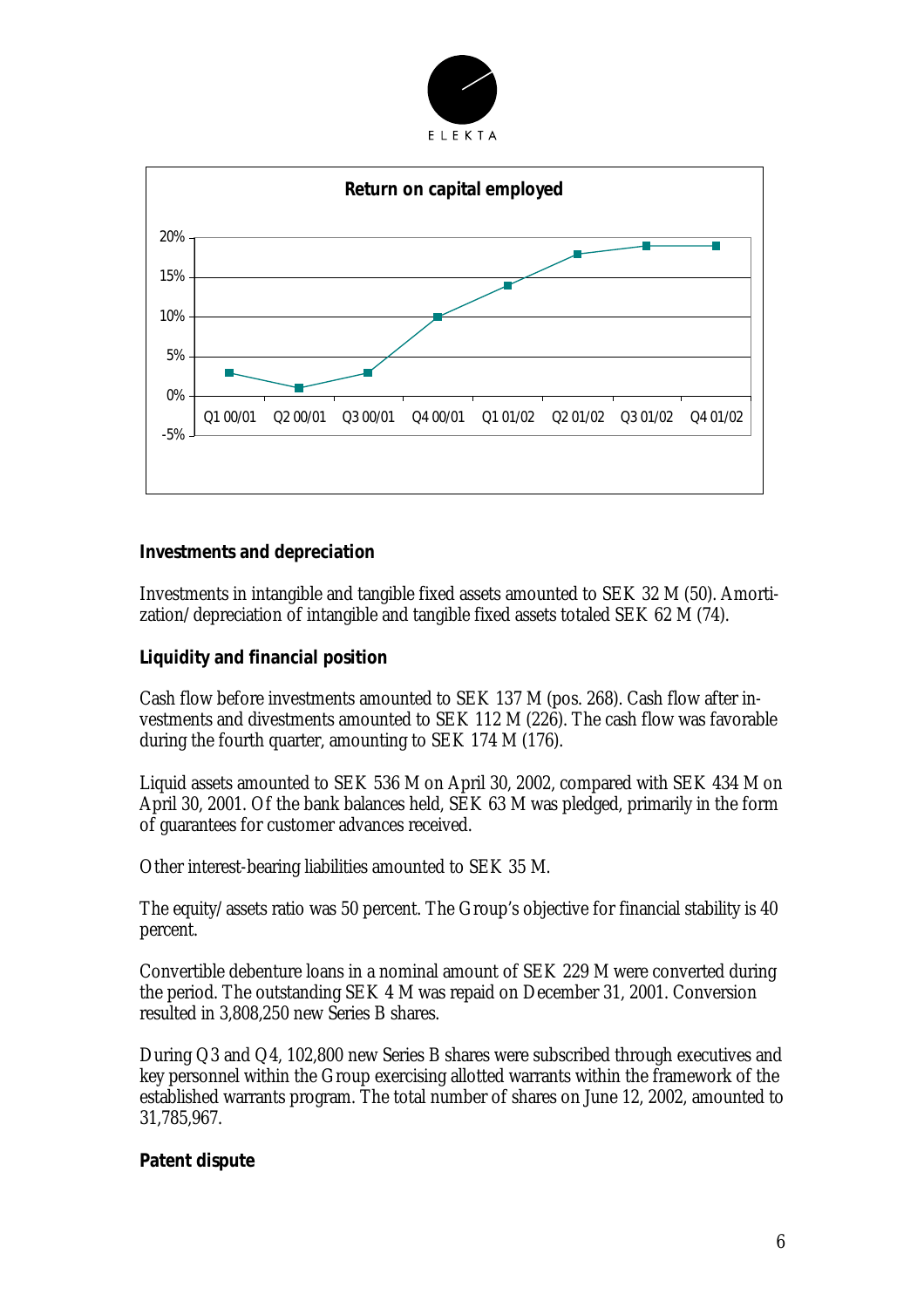**Return on capital employed**

**Investments and depreciation**

Investments in intangible and tangible fixed assets amounted to SEK 32 M (50). Amortization/depreciation of intangible and tangible fixed assets totaled SEK 62 M (74).

**Liquidity and financial position**

Cash flow before investments amounted to SEK 137 M (pos. 268). Cash flow after investments and divestments amounted to SEK 112 M (226). The cash flow was favorable during the fourth quarter, amounting to SEK 174 M (176).

Liquid assets amounted to SEK 536 M on April 30, 2002, compared with SEK 434 M on April 30, 2001. Of the bank balances held, SEK 63 M was pledged, primarily in the form of guarantees for customer advances received.

Other interest-bearing liabilities amounted to SEK 35 M.

The equity/assets ratio was 50 percent. The Group's objective for financial stability is 40 percent.

Convertible debenture loans in a nominal amount of SEK 229 M were converted during the period. The outstanding SEK 4 M was repaid on December 31, 2001. Conversion resulted in 3,808,250 new Series B shares.

During Q3 and Q4, 102,800 new Series B shares were subscribed through executives and key personnel within the Group exercising allotted warrants within the framework of the established warrants program. The total number of shares on June 12, 2002, amounted to 31,785,967.

**Patent dispute**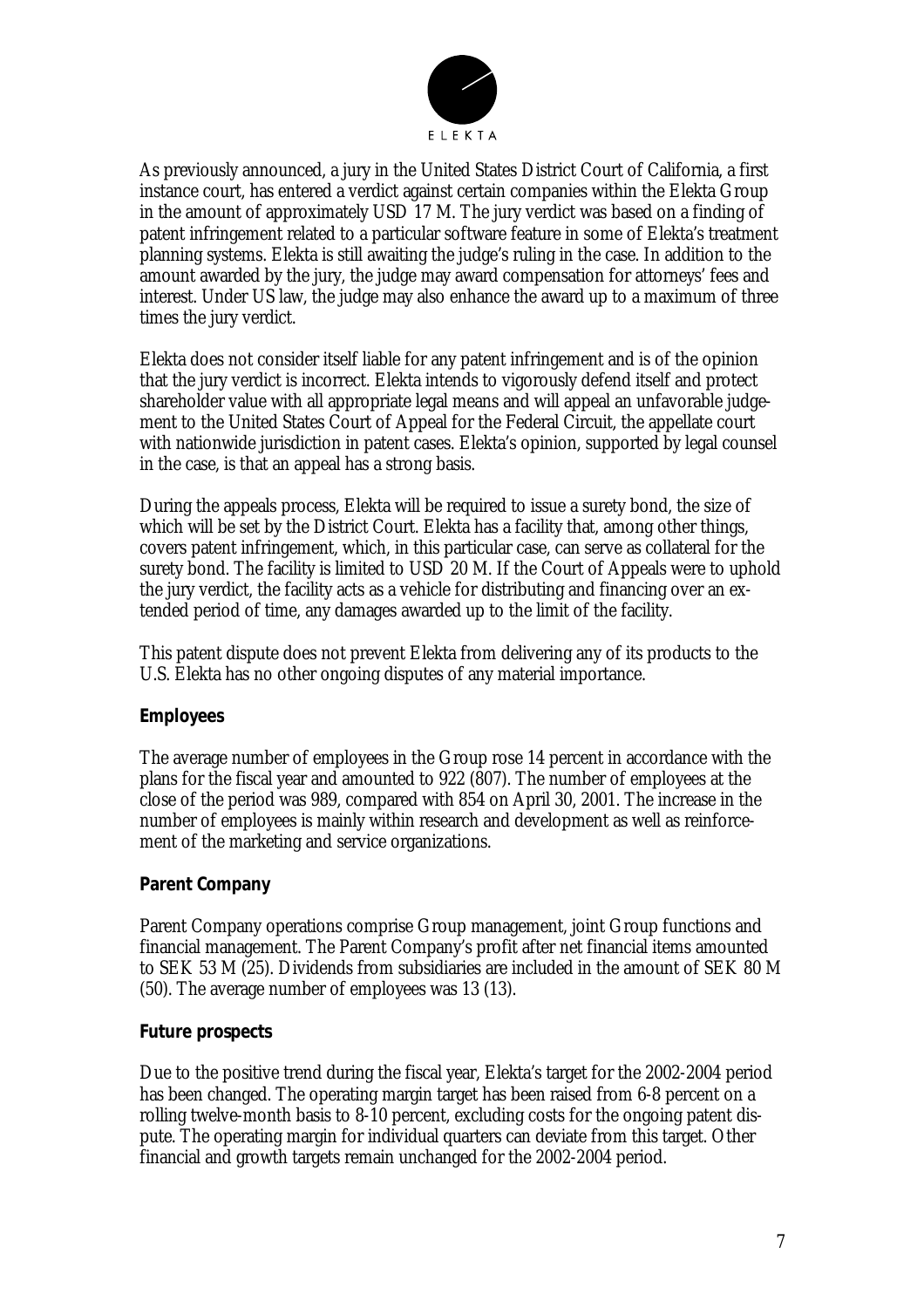As previously announced, a jury in the United States District Court of California, a first instance court, has entered a verdict against certain companies within the Elekta Group in the amount of approximately USD 17 M. The jury verdict was based on a finding of patent infringement related to a particular software feature in some of Elekta's treatment planning systems. Elekta is still awaiting the judge's ruling in the case. In addition to the amount awarded by the jury, the judge may award compensation for attorneys' fees and interest. Under US law, the judge may also enhance the award up to a maximum of three times the jury verdict.

Elekta does not consider itself liable for any patent infringement and is of the opinion that the jury verdict is incorrect. Elekta intends to vigorously defend itself and protect shareholder value with all appropriate legal means and will appeal an unfavorable judgement to the United States Court of Appeal for the Federal Circuit, the appellate court with nationwide jurisdiction in patent cases. Elekta's opinion, supported by legal counsel in the case, is that an appeal has a strong basis.

During the appeals process, Elekta will be required to issue a surety bond, the size of which will be set by the District Court. Elekta has a facility that, among other things, covers patent infringement, which, in this particular case, can serve as collateral for the surety bond. The facility is limited to USD 20 M. If the Court of Appeals were to uphold the jury verdict, the facility acts as a vehicle for distributing and financing over an extended period of time, any damages awarded up to the limit of the facility.

This patent dispute does not prevent Elekta from delivering any of its products to the U.S. Elekta has no other ongoing disputes of any material importance.

**Employees**

The average number of employees in the Group rose 14 percent in accordance with the plans for the fiscal year and amounted to 922 (807). The number of employees at the close of the period was 989, compared with 854 on April 30, 2001. The increase in the number of employees is mainly within research and development as well as reinforcement of the marketing and service organizations.

**Parent Company**

Parent Company operations comprise Group management, joint Group functions and financial management. The Parent Company's profit after net financial items amounted to SEK 53 M (25). Dividends from subsidiaries are included in the amount of SEK 80 M (50). The average number of employees was 13 (13).

**Future prospects**

Due to the positive trend during the fiscal year, Elekta's target for the 2002-2004 period has been changed. The operating margin target has been raised from 6-8 percent on a rolling twelve-month basis to 8-10 percent, excluding costs for the ongoing patent dispute. The operating margin for individual quarters can deviate from this target. Other financial and growth targets remain unchanged for the 2002-2004 period.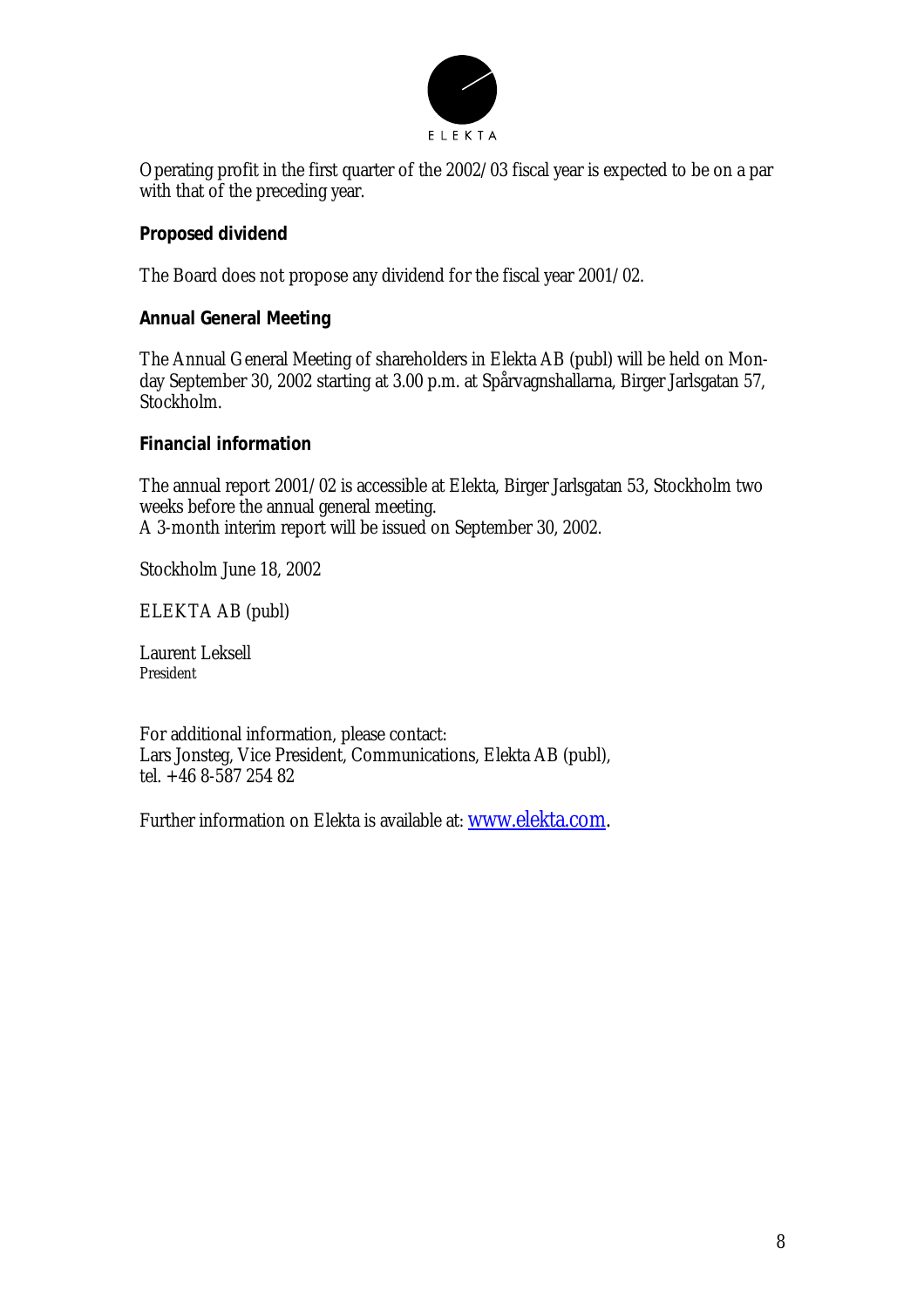Operating profit in the first quarter of the 2002/03 fiscal year is expected to be on a par with that of the preceding year.

**Proposed dividend**

The Board does not propose any dividend for the fiscal year 2001/02.

**Annual General Meeting**

The Annual General Meeting of shareholders in Elekta AB (publ) will be held on Monday September 30, 2002 starting at 3.00 p.m. at Spårvagnshallarna, Birger Jarlsgatan 57, Stockholm.

**Financial information**

The annual report 2001/02 is accessible at Elekta, Birger Jarlsgatan 53, Stockholm two weeks before the annual general meeting.
A 3-month interim report will be issued on September 30, 2002.

Stockholm June 18, 2002

ELEKTA AB (publ)

Laurent Leksell
President

For additional information, please contact:
Lars Jonsteg, Vice President, Communications, Elekta AB (publ),
tel. +46 8-587 254 82

Further information on Elekta is available at: www.elekta.com.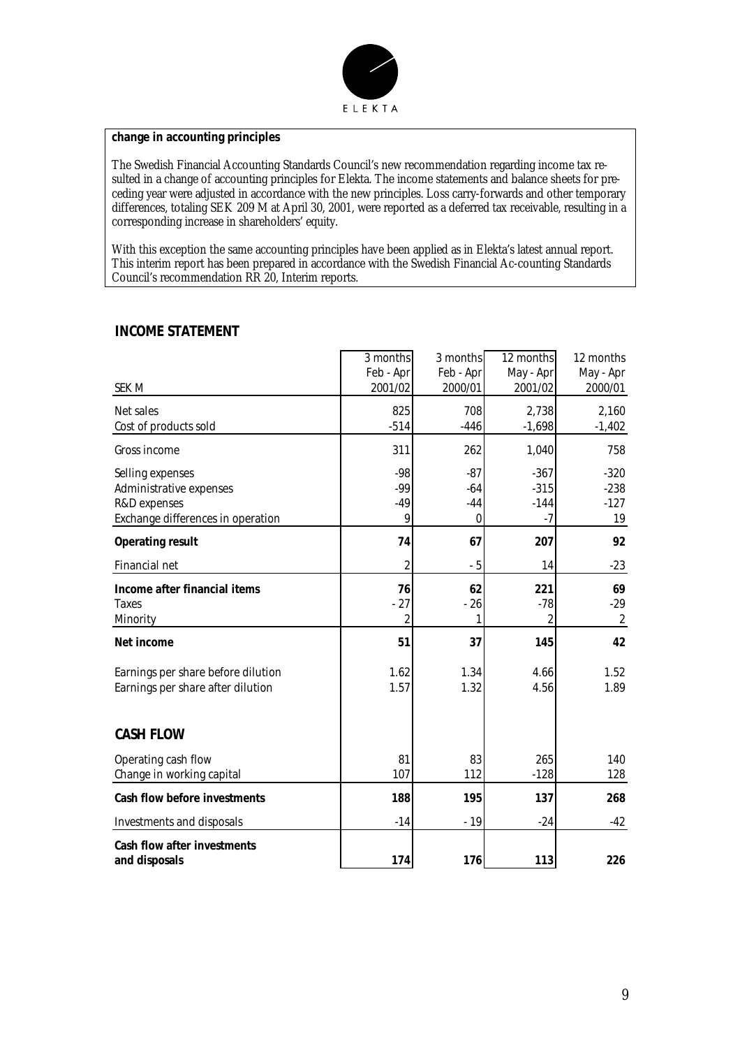**change in accounting principles**

The Swedish Financial Accounting Standards Council's new recommendation regarding income tax resulted in a change of accounting principles for Elekta. The income statements and balance sheets for preceding year were adjusted in accordance with the new principles. Loss carry-forwards and other temporary differences, totaling SEK 209 M at April 30, 2001, were reported as a deferred tax receivable, resulting in a corresponding increase in shareholders' equity.

With this exception the same accounting principles have been applied as in Elekta's latest annual report. This interim report has been prepared in accordance with the Swedish Financial Ac-counting Standards Council's recommendation RR 20, Interim reports.

## INCOME STATEMENT

| SEK M | 3 months Feb - Apr 2001/02 | 3 months Feb - Apr 2000/01 | 12 months May - Apr 2001/02 | 12 months May - Apr 2000/01 |
|---|---|---|---|---|
| Net sales | 825 | 708 | 2,738 | 2,160 |
| Cost of products sold | -514 | -446 | -1,698 | -1,402 |
| Gross income | 311 | 262 | 1,040 | 758 |
| Selling expenses | -98 | -87 | -367 | -320 |
| Administrative expenses | -99 | -64 | -315 | -238 |
| R&D expenses | -49 | -44 | -144 | -127 |
| Exchange differences in operation | 9 | 0 | -7 | 19 |
| **Operating result** | **74** | **67** | **207** | **92** |
| Financial net | 2 | - 5 | 14 | -23 |
| **Income after financial items** | **76** | **62** | **221** | **69** |
| Taxes | - 27 | - 26 | -78 | -29 |
| Minority | 2 | 1 | 2 | 2 |
| **Net income** | **51** | **37** | **145** | **42** |
| Earnings per share before dilution | 1.62 | 1.34 | 4.66 | 1.52 |
| Earnings per share after dilution | 1.57 | 1.32 | 4.56 | 1.89 |

## CASH FLOW

| | 3 months Feb - Apr 2001/02 | 3 months Feb - Apr 2000/01 | 12 months May - Apr 2001/02 | 12 months May - Apr 2000/01 |
|---|---|---|---|---|
| Operating cash flow | 81 | 83 | 265 | 140 |
| Change in working capital | 107 | 112 | -128 | 128 |
| **Cash flow before investments** | **188** | **195** | **137** | **268** |
| Investments and disposals | -14 | - 19 | -24 | -42 |
| **Cash flow after investments and disposals** | **174** | **176** | **113** | **226** |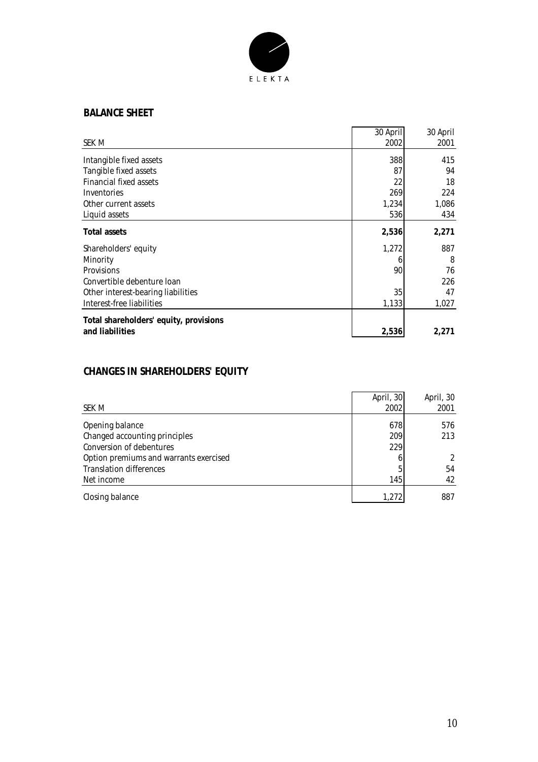## BALANCE SHEET

| SEK M | 30 April 2002 | 30 April 2001 |
|---|---|---|
| Intangible fixed assets | 388 | 415 |
| Tangible fixed assets | 87 | 94 |
| Financial fixed assets | 22 | 18 |
| Inventories | 269 | 224 |
| Other current assets | 1,234 | 1,086 |
| Liquid assets | 536 | 434 |
| **Total assets** | **2,536** | **2,271** |
| Shareholders' equity | 1,272 | 887 |
| Minority | 6 | 8 |
| Provisions | 90 | 76 |
| Convertible debenture loan | | 226 |
| Other interest-bearing liabilities | 35 | 47 |
| Interest-free liabilities | 1,133 | 1,027 |
| **Total shareholders' equity, provisions and liabilities** | **2,536** | **2,271** |

## CHANGES IN SHAREHOLDERS' EQUITY

| SEK M | April, 30 2002 | April, 30 2001 |
|---|---|---|
| Opening balance | 678 | 576 |
| Changed accounting principles | 209 | 213 |
| Conversion of debentures | 229 | |
| Option premiums and warrants exercised | 6 | 2 |
| Translation differences | 5 | 54 |
| Net income | 145 | 42 |
| Closing balance | 1,272 | 887 |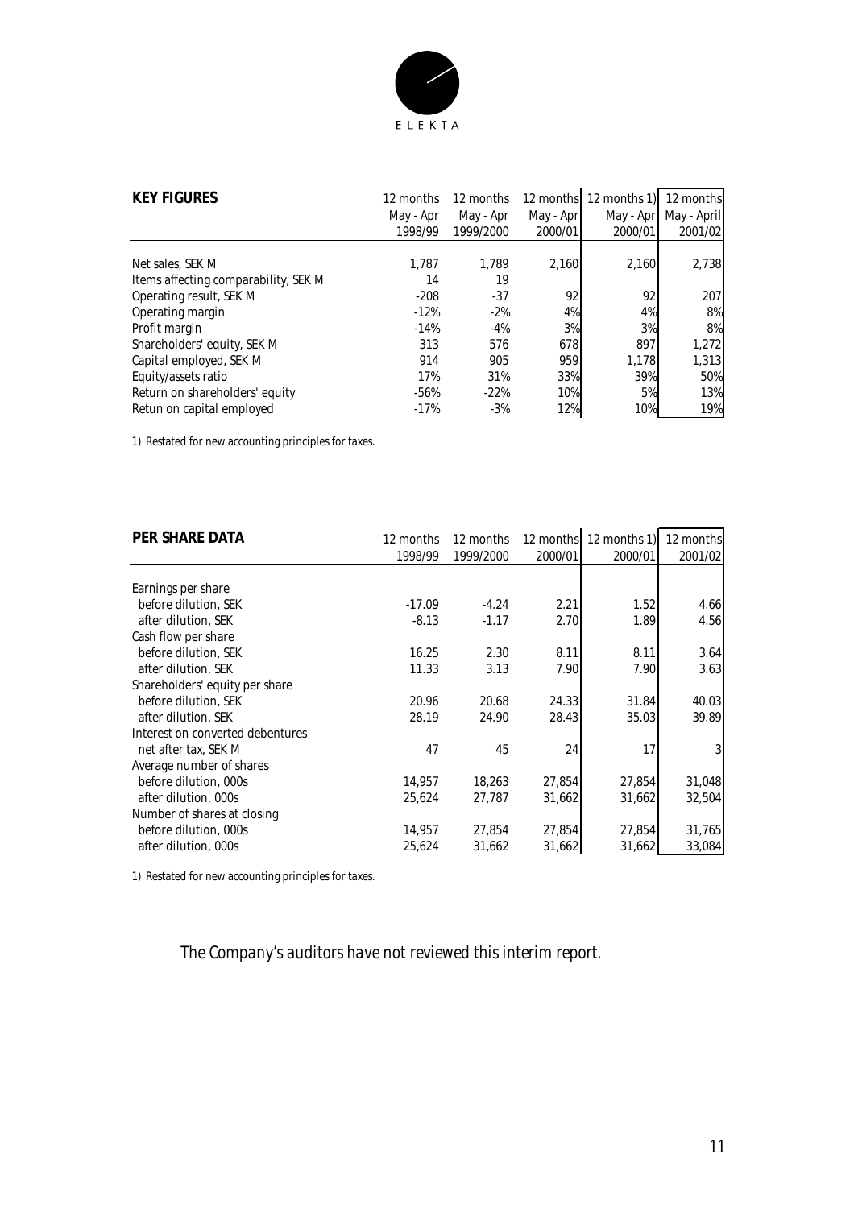ELEKTA

| **KEY FIGURES** | 12 months May - Apr 1998/99 | 12 months May - Apr 1999/2000 | 12 months May - Apr 2000/01 | 12 months 1) May - Apr 2000/01 | 12 months May - April 2001/02 |
|---|---|---|---|---|---|
| Net sales, SEK M | 1,787 | 1,789 | 2,160 | 2,160 | 2,738 |
| Items affecting comparability, SEK M | 14 | 19 | | | |
| Operating result, SEK M | -208 | -37 | 92 | 92 | 207 |
| Operating margin | -12% | -2% | 4% | 4% | 8% |
| Profit margin | -14% | -4% | 3% | 3% | 8% |
| Shareholders' equity, SEK M | 313 | 576 | 678 | 897 | 1,272 |
| Capital employed, SEK M | 914 | 905 | 959 | 1,178 | 1,313 |
| Equity/assets ratio | 17% | 31% | 33% | 39% | 50% |
| Return on shareholders' equity | -56% | -22% | 10% | 5% | 13% |
| Retun on capital employed | -17% | -3% | 12% | 10% | 19% |

1) Restated for new accounting principles for taxes.

| **PER SHARE DATA** | 12 months 1998/99 | 12 months 1999/2000 | 12 months 2000/01 | 12 months 1) 2000/01 | 12 months 2001/02 |
|---|---|---|---|---|---|
| Earnings per share | | | | | |
| before dilution, SEK | -17.09 | -4.24 | 2.21 | 1.52 | 4.66 |
| after dilution, SEK | -8.13 | -1.17 | 2.70 | 1.89 | 4.56 |
| Cash flow per share | | | | | |
| before dilution, SEK | 16.25 | 2.30 | 8.11 | 8.11 | 3.64 |
| after dilution, SEK | 11.33 | 3.13 | 7.90 | 7.90 | 3.63 |
| Shareholders' equity per share | | | | | |
| before dilution, SEK | 20.96 | 20.68 | 24.33 | 31.84 | 40.03 |
| after dilution, SEK | 28.19 | 24.90 | 28.43 | 35.03 | 39.89 |
| Interest on converted debentures | | | | | |
| net after tax, SEK M | 47 | 45 | 24 | 17 | 3 |
| Average number of shares | | | | | |
| before dilution, 000s | 14,957 | 18,263 | 27,854 | 27,854 | 31,048 |
| after dilution, 000s | 25,624 | 27,787 | 31,662 | 31,662 | 32,504 |
| Number of shares at closing | | | | | |
| before dilution, 000s | 14,957 | 27,854 | 27,854 | 27,854 | 31,765 |
| after dilution, 000s | 25,624 | 31,662 | 31,662 | 31,662 | 33,084 |

1) Restated for new accounting principles for taxes.

*The Company's auditors have not reviewed this interim report.*